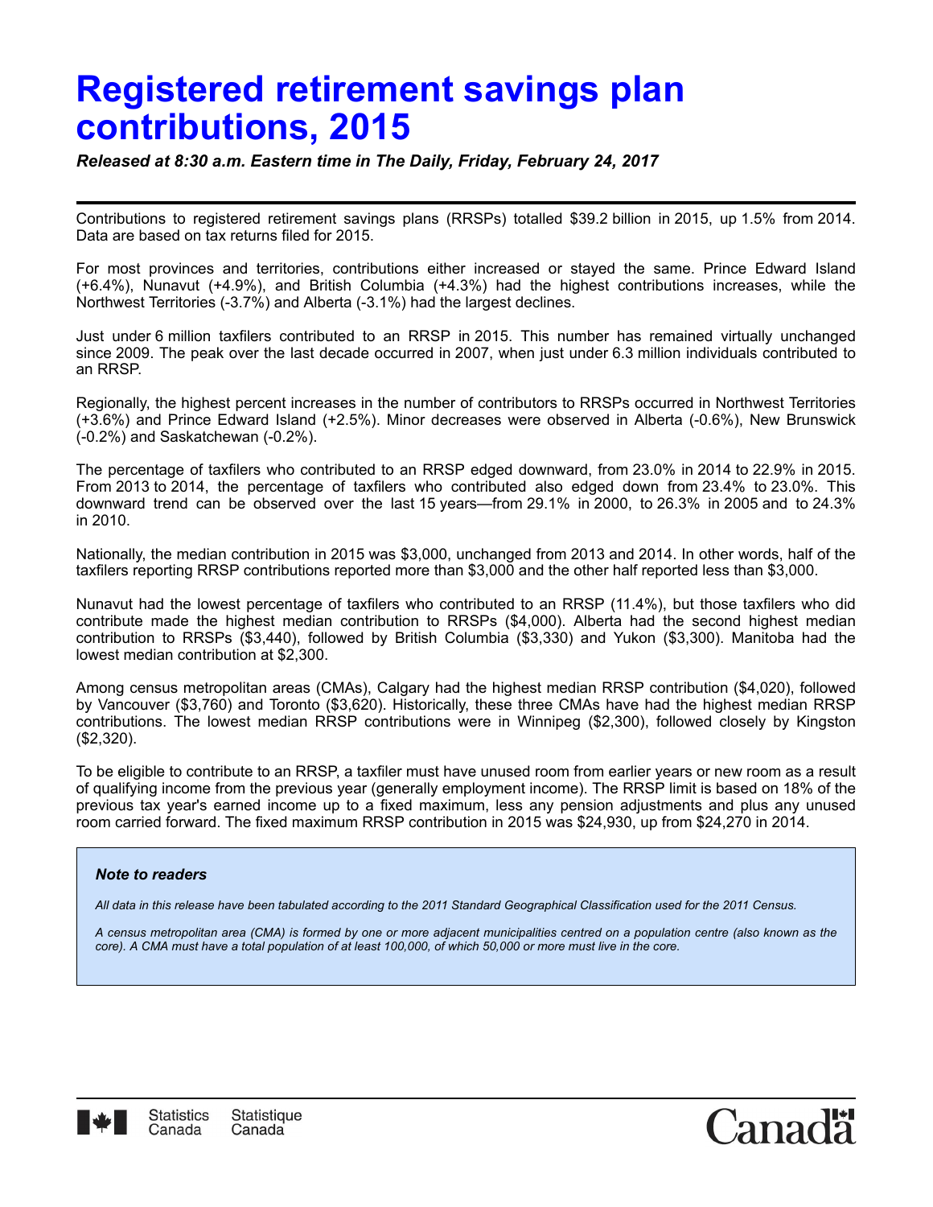# Registered retirement savings plan contributions, 2015

***Released at 8:30 a.m. Eastern time in The Daily, Friday, February 24, 2017***

Contributions to registered retirement savings plans (RRSPs) totalled $39.2 billion in 2015, up 1.5% from 2014. Data are based on tax returns filed for 2015.

For most provinces and territories, contributions either increased or stayed the same. Prince Edward Island (+6.4%), Nunavut (+4.9%), and British Columbia (+4.3%) had the highest contributions increases, while the Northwest Territories (-3.7%) and Alberta (-3.1%) had the largest declines.

Just under 6 million taxfilers contributed to an RRSP in 2015. This number has remained virtually unchanged since 2009. The peak over the last decade occurred in 2007, when just under 6.3 million individuals contributed to an RRSP.

Regionally, the highest percent increases in the number of contributors to RRSPs occurred in Northwest Territories (+3.6%) and Prince Edward Island (+2.5%). Minor decreases were observed in Alberta (-0.6%), New Brunswick (-0.2%) and Saskatchewan (-0.2%).

The percentage of taxfilers who contributed to an RRSP edged downward, from 23.0% in 2014 to 22.9% in 2015. From 2013 to 2014, the percentage of taxfilers who contributed also edged down from 23.4% to 23.0%. This downward trend can be observed over the last 15 years—from 29.1% in 2000, to 26.3% in 2005 and to 24.3% in 2010.

Nationally, the median contribution in 2015 was $3,000, unchanged from 2013 and 2014. In other words, half of the taxfilers reporting RRSP contributions reported more than $3,000 and the other half reported less than $3,000.

Nunavut had the lowest percentage of taxfilers who contributed to an RRSP (11.4%), but those taxfilers who did contribute made the highest median contribution to RRSPs ($4,000). Alberta had the second highest median contribution to RRSPs ($3,440), followed by British Columbia ($3,330) and Yukon ($3,300). Manitoba had the lowest median contribution at $2,300.

Among census metropolitan areas (CMAs), Calgary had the highest median RRSP contribution ($4,020), followed by Vancouver ($3,760) and Toronto ($3,620). Historically, these three CMAs have had the highest median RRSP contributions. The lowest median RRSP contributions were in Winnipeg ($2,300), followed closely by Kingston ($2,320).

To be eligible to contribute to an RRSP, a taxfiler must have unused room from earlier years or new room as a result of qualifying income from the previous year (generally employment income). The RRSP limit is based on 18% of the previous tax year's earned income up to a fixed maximum, less any pension adjustments and plus any unused room carried forward. The fixed maximum RRSP contribution in 2015 was $24,930, up from $24,270 in 2014.

***Note to readers***

*All data in this release have been tabulated according to the 2011 Standard Geographical Classification used for the 2011 Census.*

*A census metropolitan area (CMA) is formed by one or more adjacent municipalities centred on a population centre (also known as the core). A CMA must have a total population of at least 100,000, of which 50,000 or more must live in the core.*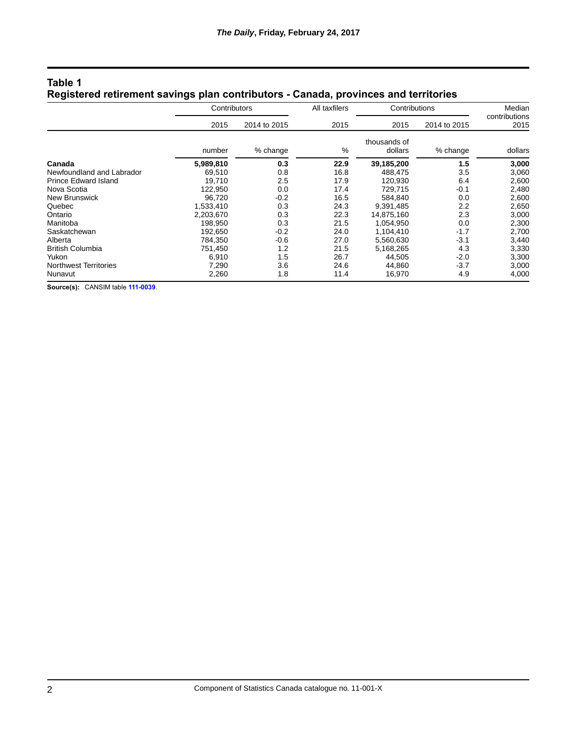## Table 1
## Registered retirement savings plan contributors - Canada, provinces and territories

| | Contributors | | All taxfilers | Contributions | | Median contributions |
|---|---|---|---|---|---|---|
| | 2015 | 2014 to 2015 | 2015 | 2015 | 2014 to 2015 | 2015 |
| | number | % change | % | thousands of dollars | % change | dollars |
| **Canada** | **5,989,810** | **0.3** | **22.9** | **39,185,200** | **1.5** | **3,000** |
| Newfoundland and Labrador | 69,510 | 0.8 | 16.8 | 488,475 | 3.5 | 3,060 |
| Prince Edward Island | 19,710 | 2.5 | 17.9 | 120,930 | 6.4 | 2,600 |
| Nova Scotia | 122,950 | 0.0 | 17.4 | 729,715 | -0.1 | 2,480 |
| New Brunswick | 96,720 | -0.2 | 16.5 | 584,840 | 0.0 | 2,600 |
| Quebec | 1,533,410 | 0.3 | 24.3 | 9,391,485 | 2.2 | 2,650 |
| Ontario | 2,203,670 | 0.3 | 22.3 | 14,875,160 | 2.3 | 3,000 |
| Manitoba | 198,950 | 0.3 | 21.5 | 1,054,950 | 0.0 | 2,300 |
| Saskatchewan | 192,650 | -0.2 | 24.0 | 1,104,410 | -1.7 | 2,700 |
| Alberta | 784,350 | -0.6 | 27.0 | 5,560,630 | -3.1 | 3,440 |
| British Columbia | 751,450 | 1.2 | 21.5 | 5,168,265 | 4.3 | 3,330 |
| Yukon | 6,910 | 1.5 | 26.7 | 44,505 | -2.0 | 3,300 |
| Northwest Territories | 7,290 | 3.6 | 24.6 | 44,860 | -3.7 | 3,000 |
| Nunavut | 2,260 | 1.8 | 11.4 | 16,970 | 4.9 | 4,000 |

**Source(s):** CANSIM table 111-0039.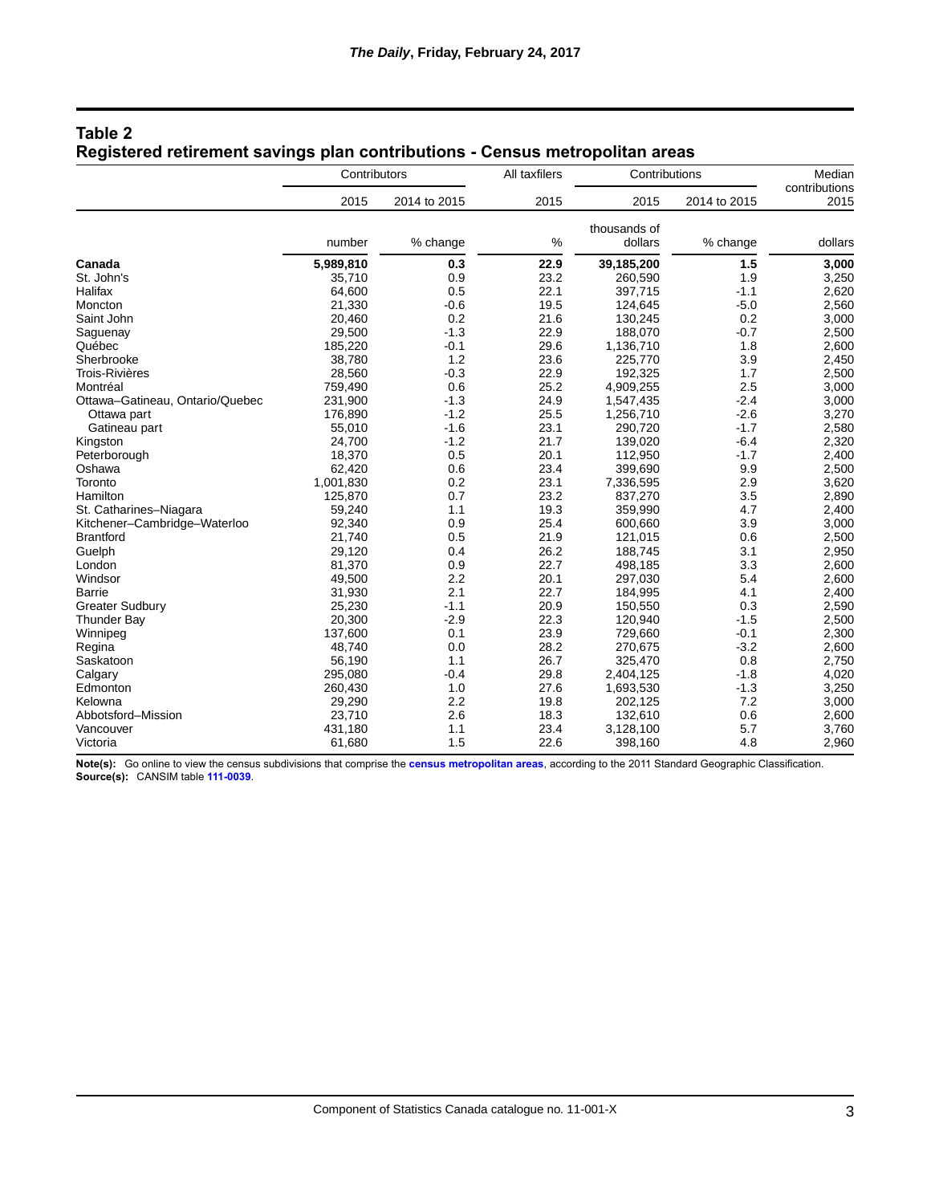## Table 2
## Registered retirement savings plan contributions - Census metropolitan areas

| | Contributors | | All taxfilers | Contributions | | Median contributions |
|---|---|---|---|---|---|---|
| | 2015 | 2014 to 2015 | 2015 | 2015 | 2014 to 2015 | 2015 |
| | number | % change | % | thousands of dollars | % change | dollars |
| **Canada** | **5,989,810** | **0.3** | **22.9** | **39,185,200** | **1.5** | **3,000** |
| St. John's | 35,710 | 0.9 | 23.2 | 260,590 | 1.9 | 3,250 |
| Halifax | 64,600 | 0.5 | 22.1 | 397,715 | -1.1 | 2,620 |
| Moncton | 21,330 | -0.6 | 19.5 | 124,645 | -5.0 | 2,560 |
| Saint John | 20,460 | 0.2 | 21.6 | 130,245 | 0.2 | 3,000 |
| Saguenay | 29,500 | -1.3 | 22.9 | 188,070 | -0.7 | 2,500 |
| Québec | 185,220 | -0.1 | 29.6 | 1,136,710 | 1.8 | 2,600 |
| Sherbrooke | 38,780 | 1.2 | 23.6 | 225,770 | 3.9 | 2,450 |
| Trois-Rivières | 28,560 | -0.3 | 22.9 | 192,325 | 1.7 | 2,500 |
| Montréal | 759,490 | 0.6 | 25.2 | 4,909,255 | 2.5 | 3,000 |
| Ottawa–Gatineau, Ontario/Quebec | 231,900 | -1.3 | 24.9 | 1,547,435 | -2.4 | 3,000 |
| Ottawa part | 176,890 | -1.2 | 25.5 | 1,256,710 | -2.6 | 3,270 |
| Gatineau part | 55,010 | -1.6 | 23.1 | 290,720 | -1.7 | 2,580 |
| Kingston | 24,700 | -1.2 | 21.7 | 139,020 | -6.4 | 2,320 |
| Peterborough | 18,370 | 0.5 | 20.1 | 112,950 | -1.7 | 2,400 |
| Oshawa | 62,420 | 0.6 | 23.4 | 399,690 | 9.9 | 2,500 |
| Toronto | 1,001,830 | 0.2 | 23.1 | 7,336,595 | 2.9 | 3,620 |
| Hamilton | 125,870 | 0.7 | 23.2 | 837,270 | 3.5 | 2,890 |
| St. Catharines–Niagara | 59,240 | 1.1 | 19.3 | 359,990 | 4.7 | 2,400 |
| Kitchener–Cambridge–Waterloo | 92,340 | 0.9 | 25.4 | 600,660 | 3.9 | 3,000 |
| Brantford | 21,740 | 0.5 | 21.9 | 121,015 | 0.6 | 2,500 |
| Guelph | 29,120 | 0.4 | 26.2 | 188,745 | 3.1 | 2,950 |
| London | 81,370 | 0.9 | 22.7 | 498,185 | 3.3 | 2,600 |
| Windsor | 49,500 | 2.2 | 20.1 | 297,030 | 5.4 | 2,600 |
| Barrie | 31,930 | 2.1 | 22.7 | 184,995 | 4.1 | 2,400 |
| Greater Sudbury | 25,230 | -1.1 | 20.9 | 150,550 | 0.3 | 2,590 |
| Thunder Bay | 20,300 | -2.9 | 22.3 | 120,940 | -1.5 | 2,500 |
| Winnipeg | 137,600 | 0.1 | 23.9 | 729,660 | -0.1 | 2,300 |
| Regina | 48,740 | 0.0 | 28.2 | 270,675 | -3.2 | 2,600 |
| Saskatoon | 56,190 | 1.1 | 26.7 | 325,470 | 0.8 | 2,750 |
| Calgary | 295,080 | -0.4 | 29.8 | 2,404,125 | -1.8 | 4,020 |
| Edmonton | 260,430 | 1.0 | 27.6 | 1,693,530 | -1.3 | 3,250 |
| Kelowna | 29,290 | 2.2 | 19.8 | 202,125 | 7.2 | 3,000 |
| Abbotsford–Mission | 23,710 | 2.6 | 18.3 | 132,610 | 0.6 | 2,600 |
| Vancouver | 431,180 | 1.1 | 23.4 | 3,128,100 | 5.7 | 3,760 |
| Victoria | 61,680 | 1.5 | 22.6 | 398,160 | 4.8 | 2,960 |

**Note(s):** Go online to view the census subdivisions that comprise the **census metropolitan areas**, according to the 2011 Standard Geographic Classification.
**Source(s):** CANSIM table **111-0039**.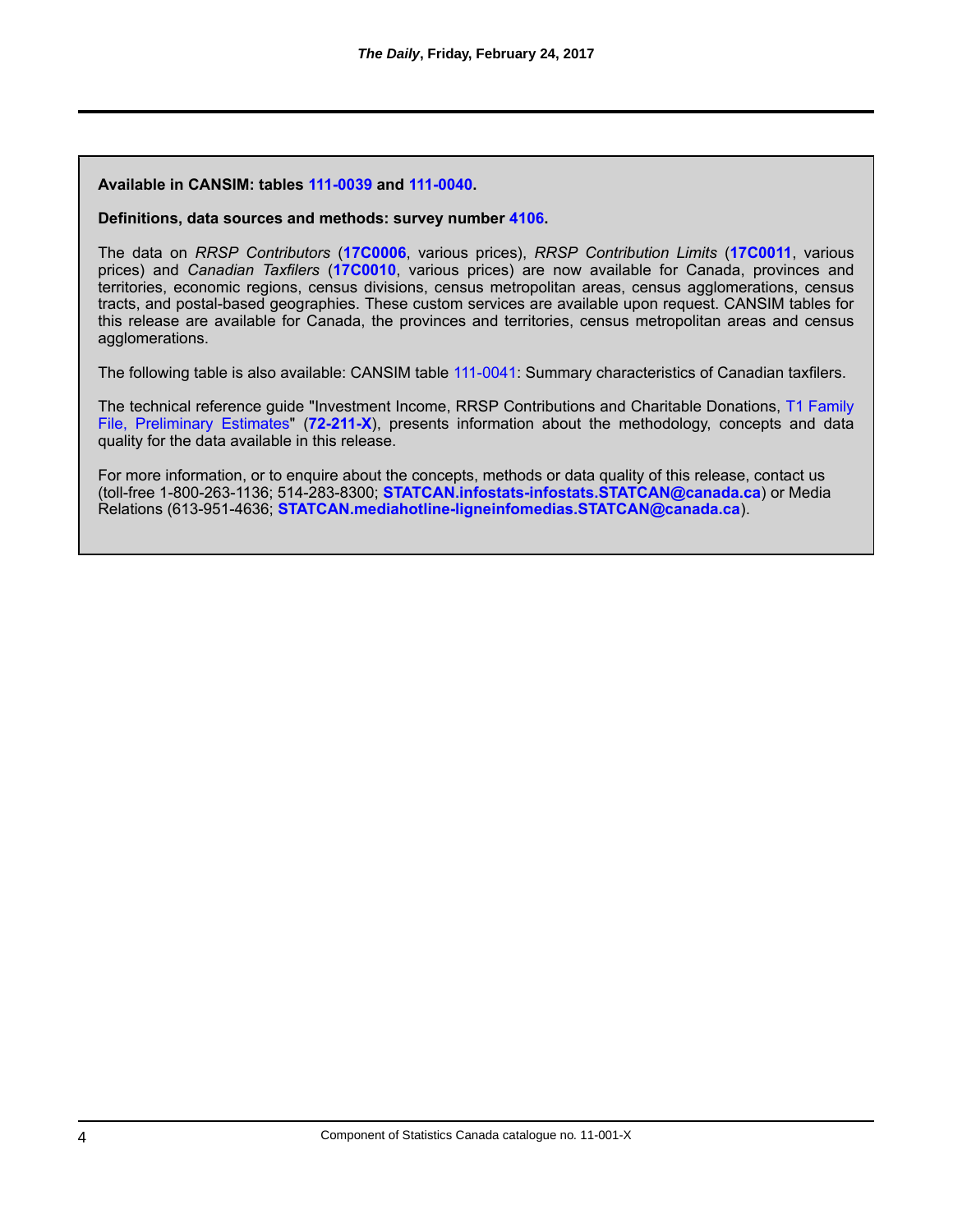**Available in CANSIM: tables 111-0039 and 111-0040.**

**Definitions, data sources and methods: survey number 4106.**

The data on *RRSP Contributors* (**17C0006**, various prices), *RRSP Contribution Limits* (**17C0011**, various prices) and *Canadian Taxfilers* (**17C0010**, various prices) are now available for Canada, provinces and territories, economic regions, census divisions, census metropolitan areas, census agglomerations, census tracts, and postal-based geographies. These custom services are available upon request. CANSIM tables for this release are available for Canada, the provinces and territories, census metropolitan areas and census agglomerations.

The following table is also available: CANSIM table 111-0041: Summary characteristics of Canadian taxfilers.

The technical reference guide "Investment Income, RRSP Contributions and Charitable Donations, T1 Family File, Preliminary Estimates" (**72-211-X**), presents information about the methodology, concepts and data quality for the data available in this release.

For more information, or to enquire about the concepts, methods or data quality of this release, contact us (toll-free 1-800-263-1136; 514-283-8300; **STATCAN.infostats-infostats.STATCAN@canada.ca**) or Media Relations (613-951-4636; **STATCAN.mediahotline-ligneinfomedias.STATCAN@canada.ca**).